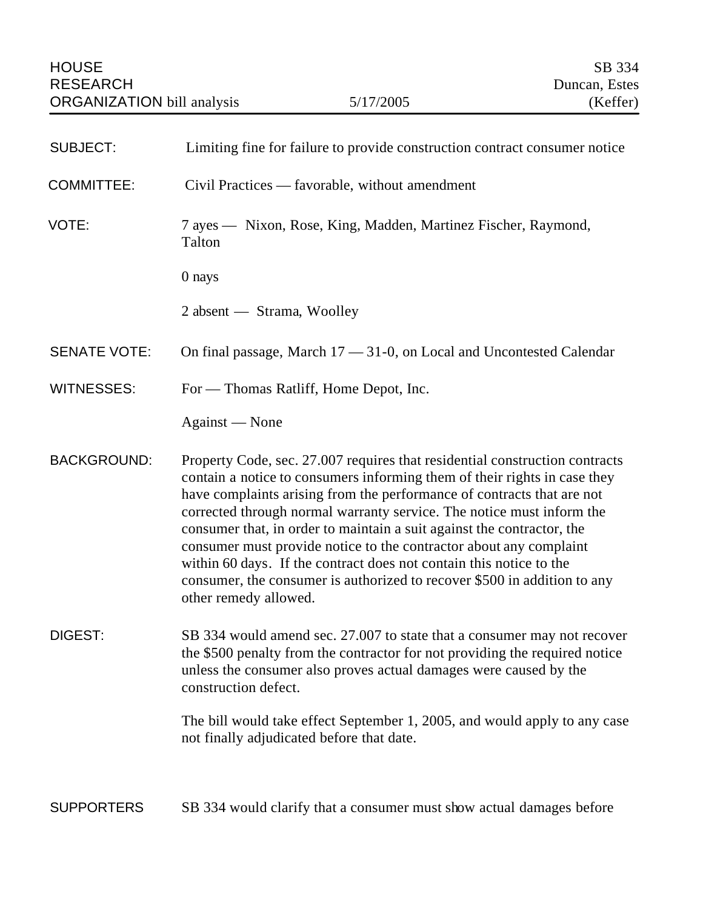HOUSE RESEARCH ORGANIZATION bill analysis — 5/17/2005

SB 334
Duncan, Estes
(Keffer)

**SUBJECT:** Limiting fine for failure to provide construction contract consumer notice

**COMMITTEE:** Civil Practices — favorable, without amendment

**VOTE:** 7 ayes — Nixon, Rose, King, Madden, Martinez Fischer, Raymond, Talton

0 nays

2 absent — Strama, Woolley

**SENATE VOTE:** On final passage, March 17 — 31-0, on Local and Uncontested Calendar

**WITNESSES:** For — Thomas Ratliff, Home Depot, Inc.

Against — None

**BACKGROUND:** Property Code, sec. 27.007 requires that residential construction contracts contain a notice to consumers informing them of their rights in case they have complaints arising from the performance of contracts that are not corrected through normal warranty service. The notice must inform the consumer that, in order to maintain a suit against the contractor, the consumer must provide notice to the contractor about any complaint within 60 days. If the contract does not contain this notice to the consumer, the consumer is authorized to recover $500 in addition to any other remedy allowed.

**DIGEST:** SB 334 would amend sec. 27.007 to state that a consumer may not recover the $500 penalty from the contractor for not providing the required notice unless the consumer also proves actual damages were caused by the construction defect.

The bill would take effect September 1, 2005, and would apply to any case not finally adjudicated before that date.

**SUPPORTERS** SB 334 would clarify that a consumer must show actual damages before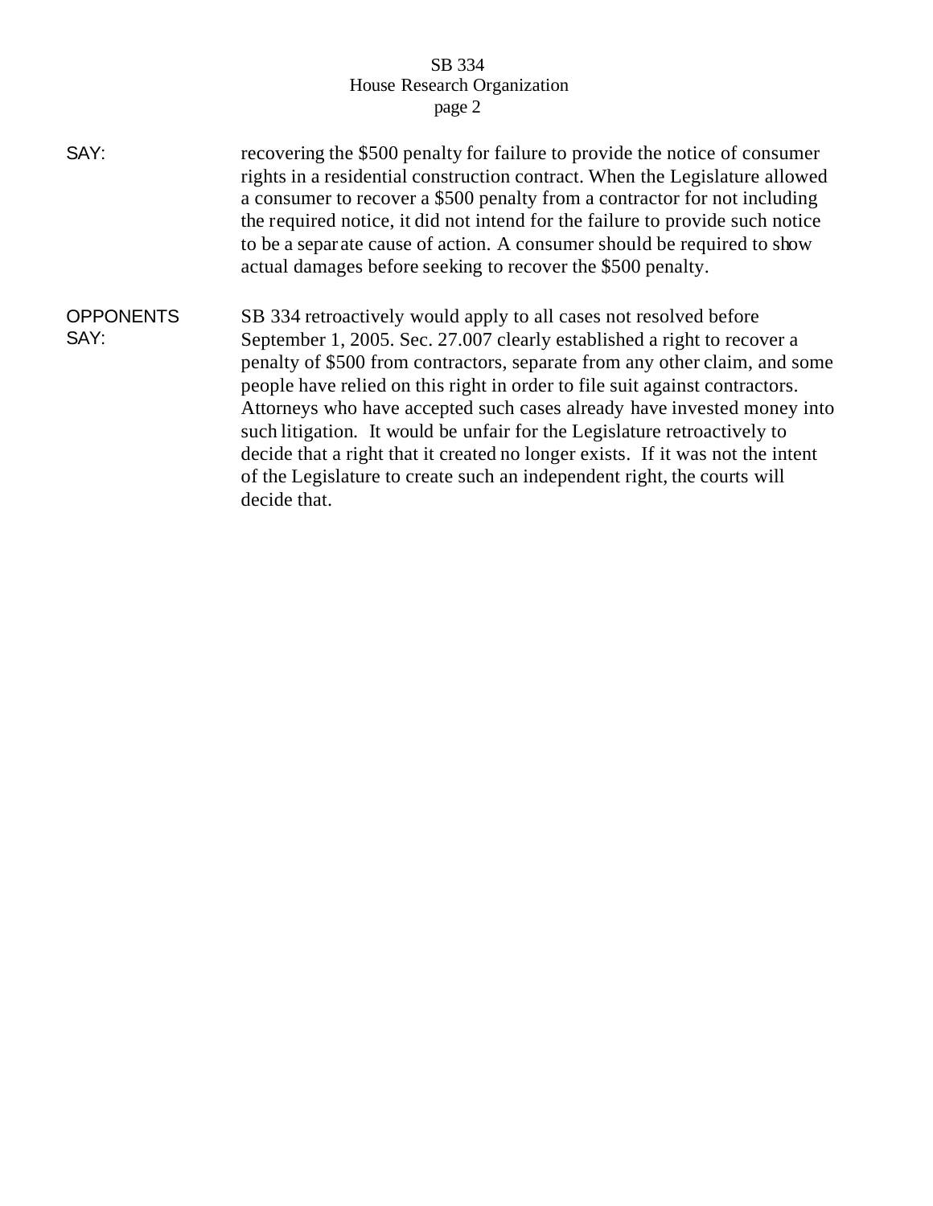SAY: recovering the $500 penalty for failure to provide the notice of consumer rights in a residential construction contract. When the Legislature allowed a consumer to recover a $500 penalty from a contractor for not including the required notice, it did not intend for the failure to provide such notice to be a separate cause of action. A consumer should be required to show actual damages before seeking to recover the $500 penalty.

OPPONENTS SAY: SB 334 retroactively would apply to all cases not resolved before September 1, 2005. Sec. 27.007 clearly established a right to recover a penalty of $500 from contractors, separate from any other claim, and some people have relied on this right in order to file suit against contractors. Attorneys who have accepted such cases already have invested money into such litigation. It would be unfair for the Legislature retroactively to decide that a right that it created no longer exists. If it was not the intent of the Legislature to create such an independent right, the courts will decide that.